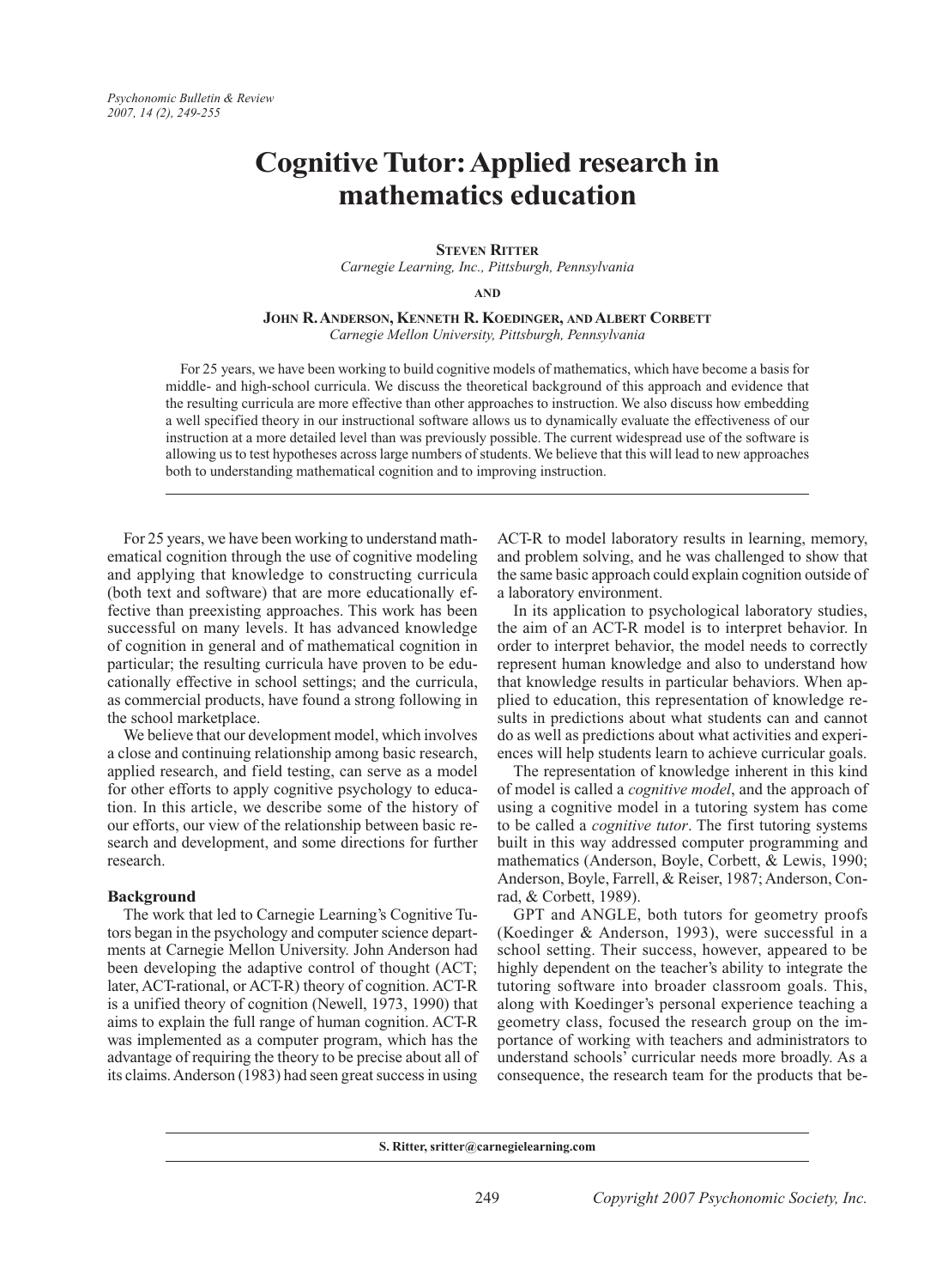# Cognitive Tutor: Applied research in mathematics education

**STEVEN RITTER**
*Carnegie Learning, Inc., Pittsburgh, Pennsylvania*

**AND**

**JOHN R. ANDERSON, KENNETH R. KOEDINGER, AND ALBERT CORBETT**
*Carnegie Mellon University, Pittsburgh, Pennsylvania*

For 25 years, we have been working to build cognitive models of mathematics, which have become a basis for middle- and high-school curricula. We discuss the theoretical background of this approach and evidence that the resulting curricula are more effective than other approaches to instruction. We also discuss how embedding a well specified theory in our instructional software allows us to dynamically evaluate the effectiveness of our instruction at a more detailed level than was previously possible. The current widespread use of the software is allowing us to test hypotheses across large numbers of students. We believe that this will lead to new approaches both to understanding mathematical cognition and to improving instruction.

For 25 years, we have been working to understand mathematical cognition through the use of cognitive modeling and applying that knowledge to constructing curricula (both text and software) that are more educationally effective than preexisting approaches. This work has been successful on many levels. It has advanced knowledge of cognition in general and of mathematical cognition in particular; the resulting curricula have proven to be educationally effective in school settings; and the curricula, as commercial products, have found a strong following in the school marketplace.

We believe that our development model, which involves a close and continuing relationship among basic research, applied research, and field testing, can serve as a model for other efforts to apply cognitive psychology to education. In this article, we describe some of the history of our efforts, our view of the relationship between basic research and development, and some directions for further research.

## Background

The work that led to Carnegie Learning's Cognitive Tutors began in the psychology and computer science departments at Carnegie Mellon University. John Anderson had been developing the adaptive control of thought (ACT; later, ACT-rational, or ACT-R) theory of cognition. ACT-R is a unified theory of cognition (Newell, 1973, 1990) that aims to explain the full range of human cognition. ACT-R was implemented as a computer program, which has the advantage of requiring the theory to be precise about all of its claims. Anderson (1983) had seen great success in using ACT-R to model laboratory results in learning, memory, and problem solving, and he was challenged to show that the same basic approach could explain cognition outside of a laboratory environment.

In its application to psychological laboratory studies, the aim of an ACT-R model is to interpret behavior. In order to interpret behavior, the model needs to correctly represent human knowledge and also to understand how that knowledge results in particular behaviors. When applied to education, this representation of knowledge results in predictions about what students can and cannot do as well as predictions about what activities and experiences will help students learn to achieve curricular goals.

The representation of knowledge inherent in this kind of model is called a *cognitive model*, and the approach of using a cognitive model in a tutoring system has come to be called a *cognitive tutor*. The first tutoring systems built in this way addressed computer programming and mathematics (Anderson, Boyle, Corbett, & Lewis, 1990; Anderson, Boyle, Farrell, & Reiser, 1987; Anderson, Conrad, & Corbett, 1989).

GPT and ANGLE, both tutors for geometry proofs (Koedinger & Anderson, 1993), were successful in a school setting. Their success, however, appeared to be highly dependent on the teacher's ability to integrate the tutoring software into broader classroom goals. This, along with Koedinger's personal experience teaching a geometry class, focused the research group on the importance of working with teachers and administrators to understand schools' curricular needs more broadly. As a consequence, the research team for the products that be-

S. Ritter, sritter@carnegielearning.com

Copyright 2007 Psychonomic Society, Inc.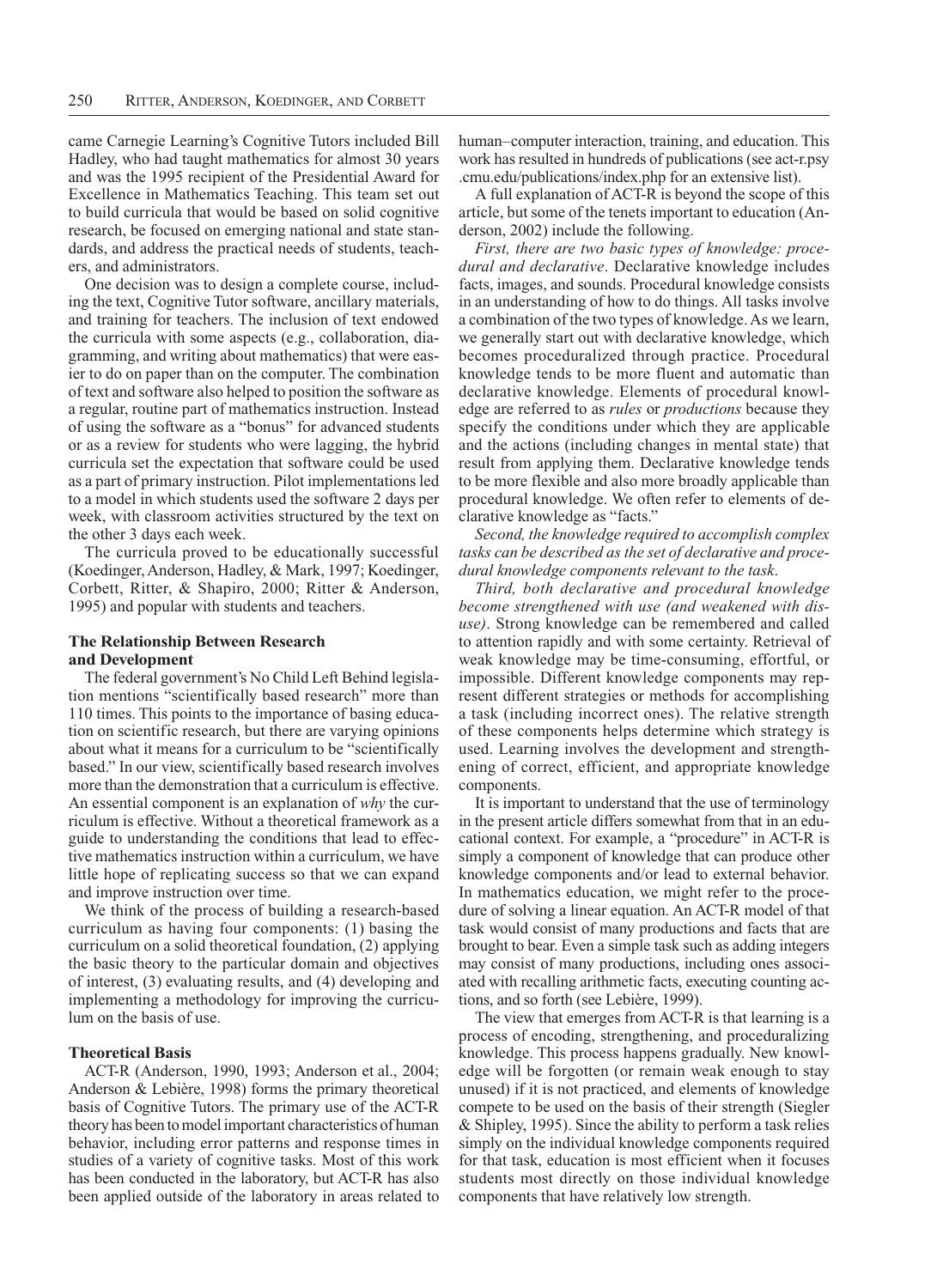came Carnegie Learning's Cognitive Tutors included Bill Hadley, who had taught mathematics for almost 30 years and was the 1995 recipient of the Presidential Award for Excellence in Mathematics Teaching. This team set out to build curricula that would be based on solid cognitive research, be focused on emerging national and state standards, and address the practical needs of students, teachers, and administrators.

One decision was to design a complete course, including the text, Cognitive Tutor software, ancillary materials, and training for teachers. The inclusion of text endowed the curricula with some aspects (e.g., collaboration, diagramming, and writing about mathematics) that were easier to do on paper than on the computer. The combination of text and software also helped to position the software as a regular, routine part of mathematics instruction. Instead of using the software as a "bonus" for advanced students or as a review for students who were lagging, the hybrid curricula set the expectation that software could be used as a part of primary instruction. Pilot implementations led to a model in which students used the software 2 days per week, with classroom activities structured by the text on the other 3 days each week.

The curricula proved to be educationally successful (Koedinger, Anderson, Hadley, & Mark, 1997; Koedinger, Corbett, Ritter, & Shapiro, 2000; Ritter & Anderson, 1995) and popular with students and teachers.

### The Relationship Between Research and Development

The federal government's No Child Left Behind legislation mentions "scientifically based research" more than 110 times. This points to the importance of basing education on scientific research, but there are varying opinions about what it means for a curriculum to be "scientifically based." In our view, scientifically based research involves more than the demonstration that a curriculum is effective. An essential component is an explanation of *why* the curriculum is effective. Without a theoretical framework as a guide to understanding the conditions that lead to effective mathematics instruction within a curriculum, we have little hope of replicating success so that we can expand and improve instruction over time.

We think of the process of building a research-based curriculum as having four components: (1) basing the curriculum on a solid theoretical foundation, (2) applying the basic theory to the particular domain and objectives of interest, (3) evaluating results, and (4) developing and implementing a methodology for improving the curriculum on the basis of use.

### Theoretical Basis

ACT-R (Anderson, 1990, 1993; Anderson et al., 2004; Anderson & Lebière, 1998) forms the primary theoretical basis of Cognitive Tutors. The primary use of the ACT-R theory has been to model important characteristics of human behavior, including error patterns and response times in studies of a variety of cognitive tasks. Most of this work has been conducted in the laboratory, but ACT-R has also been applied outside of the laboratory in areas related to human–computer interaction, training, and education. This work has resulted in hundreds of publications (see act-r.psy.cmu.edu/publications/index.php for an extensive list).

A full explanation of ACT-R is beyond the scope of this article, but some of the tenets important to education (Anderson, 2002) include the following.

*First, there are two basic types of knowledge: procedural and declarative*. Declarative knowledge includes facts, images, and sounds. Procedural knowledge consists in an understanding of how to do things. All tasks involve a combination of the two types of knowledge. As we learn, we generally start out with declarative knowledge, which becomes proceduralized through practice. Procedural knowledge tends to be more fluent and automatic than declarative knowledge. Elements of procedural knowledge are referred to as *rules* or *productions* because they specify the conditions under which they are applicable and the actions (including changes in mental state) that result from applying them. Declarative knowledge tends to be more flexible and also more broadly applicable than procedural knowledge. We often refer to elements of declarative knowledge as "facts."

*Second, the knowledge required to accomplish complex tasks can be described as the set of declarative and procedural knowledge components relevant to the task*.

*Third, both declarative and procedural knowledge become strengthened with use (and weakened with disuse)*. Strong knowledge can be remembered and called to attention rapidly and with some certainty. Retrieval of weak knowledge may be time-consuming, effortful, or impossible. Different knowledge components may represent different strategies or methods for accomplishing a task (including incorrect ones). The relative strength of these components helps determine which strategy is used. Learning involves the development and strengthening of correct, efficient, and appropriate knowledge components.

It is important to understand that the use of terminology in the present article differs somewhat from that in an educational context. For example, a "procedure" in ACT-R is simply a component of knowledge that can produce other knowledge components and/or lead to external behavior. In mathematics education, we might refer to the procedure of solving a linear equation. An ACT-R model of that task would consist of many productions and facts that are brought to bear. Even a simple task such as adding integers may consist of many productions, including ones associated with recalling arithmetic facts, executing counting actions, and so forth (see Lebière, 1999).

The view that emerges from ACT-R is that learning is a process of encoding, strengthening, and proceduralizing knowledge. This process happens gradually. New knowledge will be forgotten (or remain weak enough to stay unused) if it is not practiced, and elements of knowledge compete to be used on the basis of their strength (Siegler & Shipley, 1995). Since the ability to perform a task relies simply on the individual knowledge components required for that task, education is most efficient when it focuses students most directly on those individual knowledge components that have relatively low strength.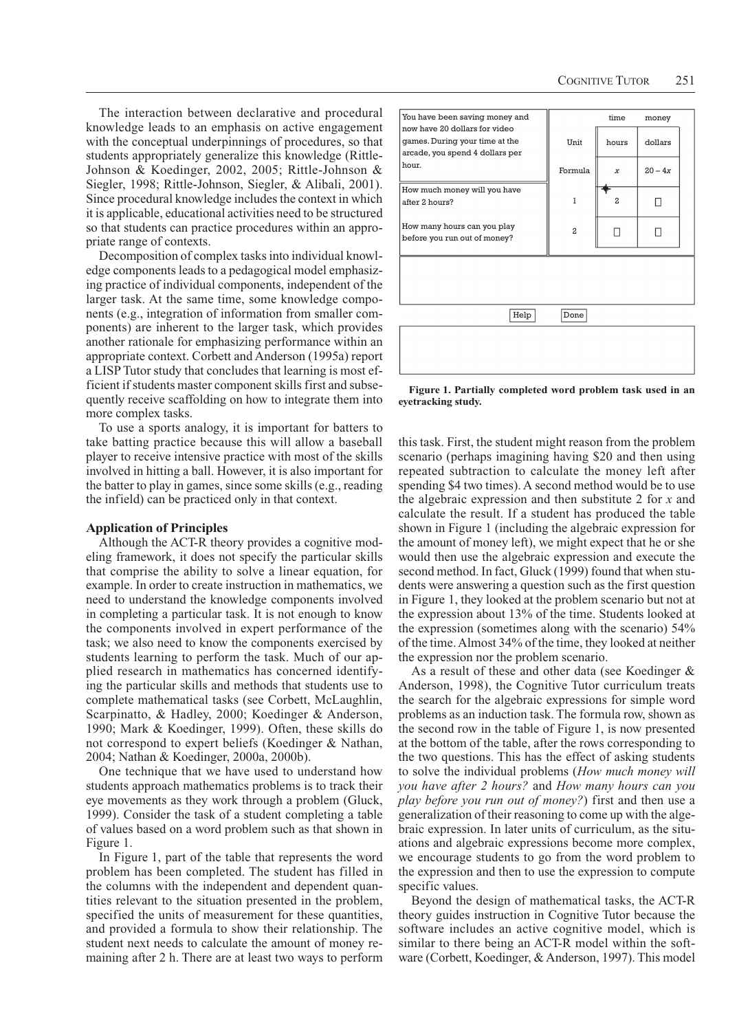The interaction between declarative and procedural knowledge leads to an emphasis on active engagement with the conceptual underpinnings of procedures, so that students appropriately generalize this knowledge (Rittle-Johnson & Koedinger, 2002, 2005; Rittle-Johnson & Siegler, 1998; Rittle-Johnson, Siegler, & Alibali, 2001). Since procedural knowledge includes the context in which it is applicable, educational activities need to be structured so that students can practice procedures within an appropriate range of contexts.

Decomposition of complex tasks into individual knowledge components leads to a pedagogical model emphasizing practice of individual components, independent of the larger task. At the same time, some knowledge components (e.g., integration of information from smaller components) are inherent to the larger task, which provides another rationale for emphasizing performance within an appropriate context. Corbett and Anderson (1995a) report a LISP Tutor study that concludes that learning is most efficient if students master component skills first and subsequently receive scaffolding on how to integrate them into more complex tasks.

To use a sports analogy, it is important for batters to take batting practice because this will allow a baseball player to receive intensive practice with most of the skills involved in hitting a ball. However, it is also important for the batter to play in games, since some skills (e.g., reading the infield) can be practiced only in that context.

### Application of Principles

Although the ACT-R theory provides a cognitive modeling framework, it does not specify the particular skills that comprise the ability to solve a linear equation, for example. In order to create instruction in mathematics, we need to understand the knowledge components involved in completing a particular task. It is not enough to know the components involved in expert performance of the task; we also need to know the components exercised by students learning to perform the task. Much of our applied research in mathematics has concerned identifying the particular skills and methods that students use to complete mathematical tasks (see Corbett, McLaughlin, Scarpinatto, & Hadley, 2000; Koedinger & Anderson, 1990; Mark & Koedinger, 1999). Often, these skills do not correspond to expert beliefs (Koedinger & Nathan, 2004; Nathan & Koedinger, 2000a, 2000b).

One technique that we have used to understand how students approach mathematics problems is to track their eye movements as they work through a problem (Gluck, 1999). Consider the task of a student completing a table of values based on a word problem such as that shown in Figure 1.

In Figure 1, part of the table that represents the word problem has been completed. The student has filled in the columns with the independent and dependent quantities relevant to the situation presented in the problem, specified the units of measurement for these quantities, and provided a formula to show their relationship. The student next needs to calculate the amount of money remaining after 2 h. There are at least two ways to perform

| You have been saving money and now have 20 dollars for video games. During your time at the arcade, you spend 4 dollars per hour. | | time | money |
|---|---|---|---|
| | Unit | hours | dollars |
| | Formula | $x$ | $20 - 4x$ |
| How much money will you have after 2 hours? | 1 | 2 | ☐ |
| How many hours can you play before you run out of money? | 2 | ☐ | ☐ |

Help Done

**Figure 1. Partially completed word problem task used in an eyetracking study.**

this task. First, the student might reason from the problem scenario (perhaps imagining having \$20 and then using repeated subtraction to calculate the money left after spending \$4 two times). A second method would be to use the algebraic expression and then substitute 2 for $x$ and calculate the result. If a student has produced the table shown in Figure 1 (including the algebraic expression for the amount of money left), we might expect that he or she would then use the algebraic expression and execute the second method. In fact, Gluck (1999) found that when students were answering a question such as the first question in Figure 1, they looked at the problem scenario but not at the expression about 13% of the time. Students looked at the expression (sometimes along with the scenario) 54% of the time. Almost 34% of the time, they looked at neither the expression nor the problem scenario.

As a result of these and other data (see Koedinger & Anderson, 1998), the Cognitive Tutor curriculum treats the search for the algebraic expressions for simple word problems as an induction task. The formula row, shown as the second row in the table of Figure 1, is now presented at the bottom of the table, after the rows corresponding to the two questions. This has the effect of asking students to solve the individual problems (*How much money will you have after 2 hours?* and *How many hours can you play before you run out of money?*) first and then use a generalization of their reasoning to come up with the algebraic expression. In later units of curriculum, as the situations and algebraic expressions become more complex, we encourage students to go from the word problem to the expression and then to use the expression to compute specific values.

Beyond the design of mathematical tasks, the ACT-R theory guides instruction in Cognitive Tutor because the software includes an active cognitive model, which is similar to there being an ACT-R model within the software (Corbett, Koedinger, & Anderson, 1997). This model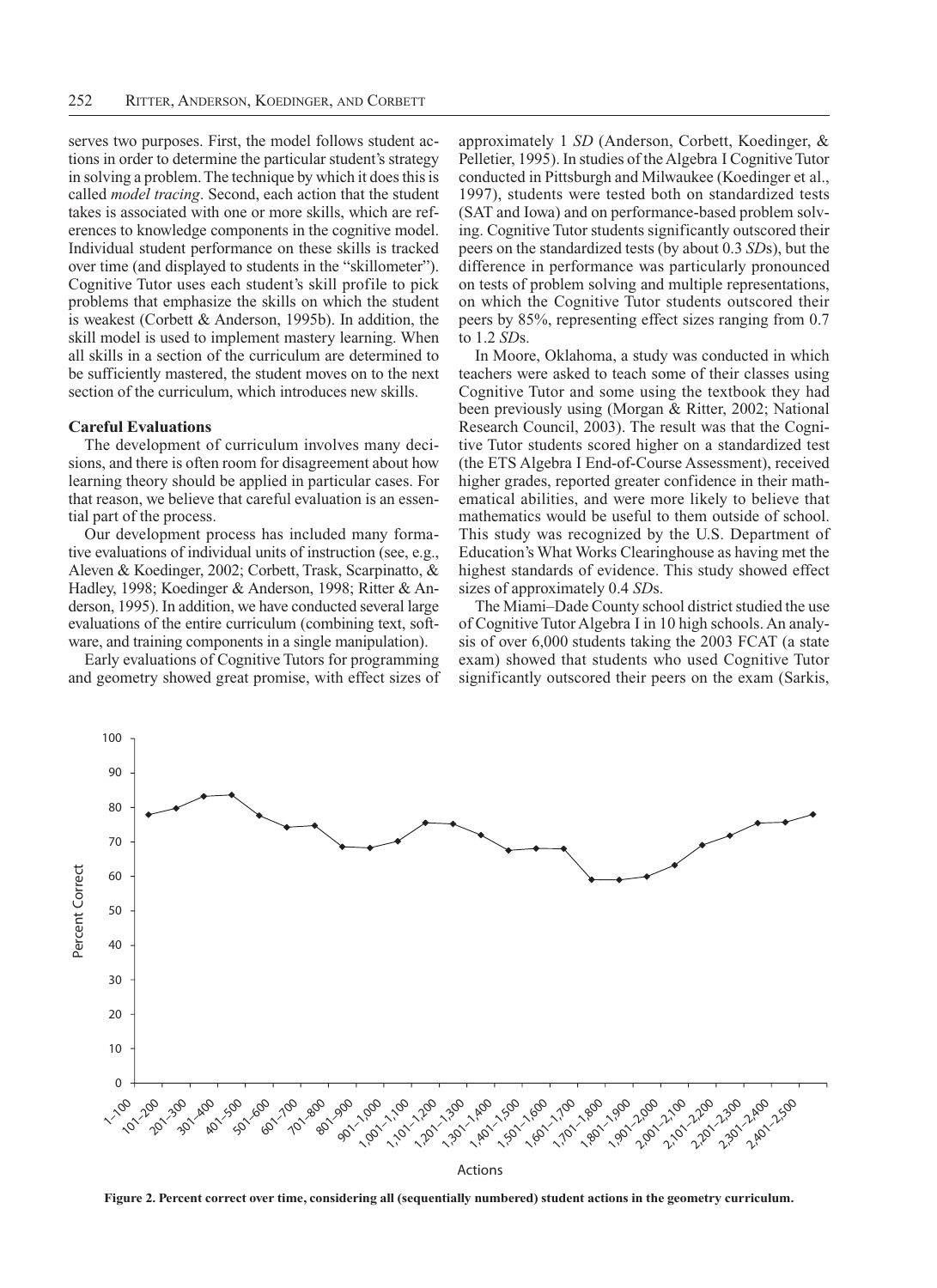serves two purposes. First, the model follows student actions in order to determine the particular student's strategy in solving a problem. The technique by which it does this is called *model tracing*. Second, each action that the student takes is associated with one or more skills, which are references to knowledge components in the cognitive model. Individual student performance on these skills is tracked over time (and displayed to students in the "skillometer"). Cognitive Tutor uses each student's skill profile to pick problems that emphasize the skills on which the student is weakest (Corbett & Anderson, 1995b). In addition, the skill model is used to implement mastery learning. When all skills in a section of the curriculum are determined to be sufficiently mastered, the student moves on to the next section of the curriculum, which introduces new skills.

### Careful Evaluations

The development of curriculum involves many decisions, and there is often room for disagreement about how learning theory should be applied in particular cases. For that reason, we believe that careful evaluation is an essential part of the process.

Our development process has included many formative evaluations of individual units of instruction (see, e.g., Aleven & Koedinger, 2002; Corbett, Trask, Scarpinatto, & Hadley, 1998; Koedinger & Anderson, 1998; Ritter & Anderson, 1995). In addition, we have conducted several large evaluations of the entire curriculum (combining text, software, and training components in a single manipulation).

Early evaluations of Cognitive Tutors for programming and geometry showed great promise, with effect sizes of approximately 1 *SD* (Anderson, Corbett, Koedinger, & Pelletier, 1995). In studies of the Algebra I Cognitive Tutor conducted in Pittsburgh and Milwaukee (Koedinger et al., 1997), students were tested both on standardized tests (SAT and Iowa) and on performance-based problem solving. Cognitive Tutor students significantly outscored their peers on the standardized tests (by about 0.3 *SD*s), but the difference in performance was particularly pronounced on tests of problem solving and multiple representations, on which the Cognitive Tutor students outscored their peers by 85%, representing effect sizes ranging from 0.7 to 1.2 *SD*s.

In Moore, Oklahoma, a study was conducted in which teachers were asked to teach some of their classes using Cognitive Tutor and some using the textbook they had been previously using (Morgan & Ritter, 2002; National Research Council, 2003). The result was that the Cognitive Tutor students scored higher on a standardized test (the ETS Algebra I End-of-Course Assessment), received higher grades, reported greater confidence in their mathematical abilities, and were more likely to believe that mathematics would be useful to them outside of school. This study was recognized by the U.S. Department of Education's What Works Clearinghouse as having met the highest standards of evidence. This study showed effect sizes of approximately 0.4 *SD*s.

The Miami–Dade County school district studied the use of Cognitive Tutor Algebra I in 10 high schools. An analysis of over 6,000 students taking the 2003 FCAT (a state exam) showed that students who used Cognitive Tutor significantly outscored their peers on the exam (Sarkis,

**Figure 2. Percent correct over time, considering all (sequentially numbered) student actions in the geometry curriculum.**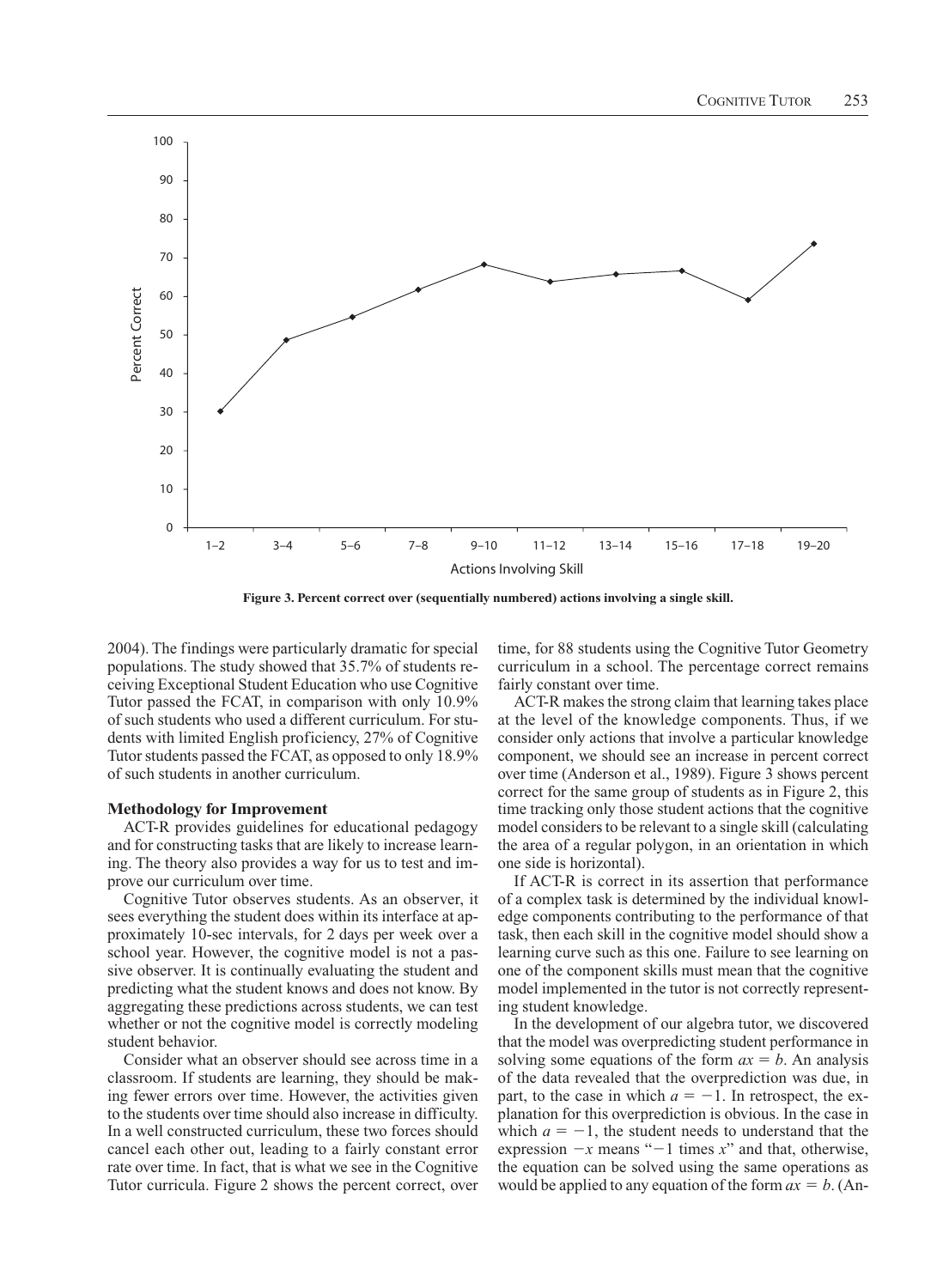Figure 3. Percent correct over (sequentially numbered) actions involving a single skill.

2004). The findings were particularly dramatic for special populations. The study showed that 35.7% of students receiving Exceptional Student Education who use Cognitive Tutor passed the FCAT, in comparison with only 10.9% of such students who used a different curriculum. For students with limited English proficiency, 27% of Cognitive Tutor students passed the FCAT, as opposed to only 18.9% of such students in another curriculum.

### Methodology for Improvement

ACT-R provides guidelines for educational pedagogy and for constructing tasks that are likely to increase learning. The theory also provides a way for us to test and improve our curriculum over time.

Cognitive Tutor observes students. As an observer, it sees everything the student does within its interface at approximately 10-sec intervals, for 2 days per week over a school year. However, the cognitive model is not a passive observer. It is continually evaluating the student and predicting what the student knows and does not know. By aggregating these predictions across students, we can test whether or not the cognitive model is correctly modeling student behavior.

Consider what an observer should see across time in a classroom. If students are learning, they should be making fewer errors over time. However, the activities given to the students over time should also increase in difficulty. In a well constructed curriculum, these two forces should cancel each other out, leading to a fairly constant error rate over time. In fact, that is what we see in the Cognitive Tutor curricula. Figure 2 shows the percent correct, over time, for 88 students using the Cognitive Tutor Geometry curriculum in a school. The percentage correct remains fairly constant over time.

ACT-R makes the strong claim that learning takes place at the level of the knowledge components. Thus, if we consider only actions that involve a particular knowledge component, we should see an increase in percent correct over time (Anderson et al., 1989). Figure 3 shows percent correct for the same group of students as in Figure 2, this time tracking only those student actions that the cognitive model considers to be relevant to a single skill (calculating the area of a regular polygon, in an orientation in which one side is horizontal).

If ACT-R is correct in its assertion that performance of a complex task is determined by the individual knowledge components contributing to the performance of that task, then each skill in the cognitive model should show a learning curve such as this one. Failure to see learning on one of the component skills must mean that the cognitive model implemented in the tutor is not correctly representing student knowledge.

In the development of our algebra tutor, we discovered that the model was overpredicting student performance in solving some equations of the form $ax = b$. An analysis of the data revealed that the overprediction was due, in part, to the case in which $a = -1$. In retrospect, the explanation for this overprediction is obvious. In the case in which $a = -1$, the student needs to understand that the expression $-x$ means "$-1$ times $x$" and that, otherwise, the equation can be solved using the same operations as would be applied to any equation of the form $ax = b$. (An-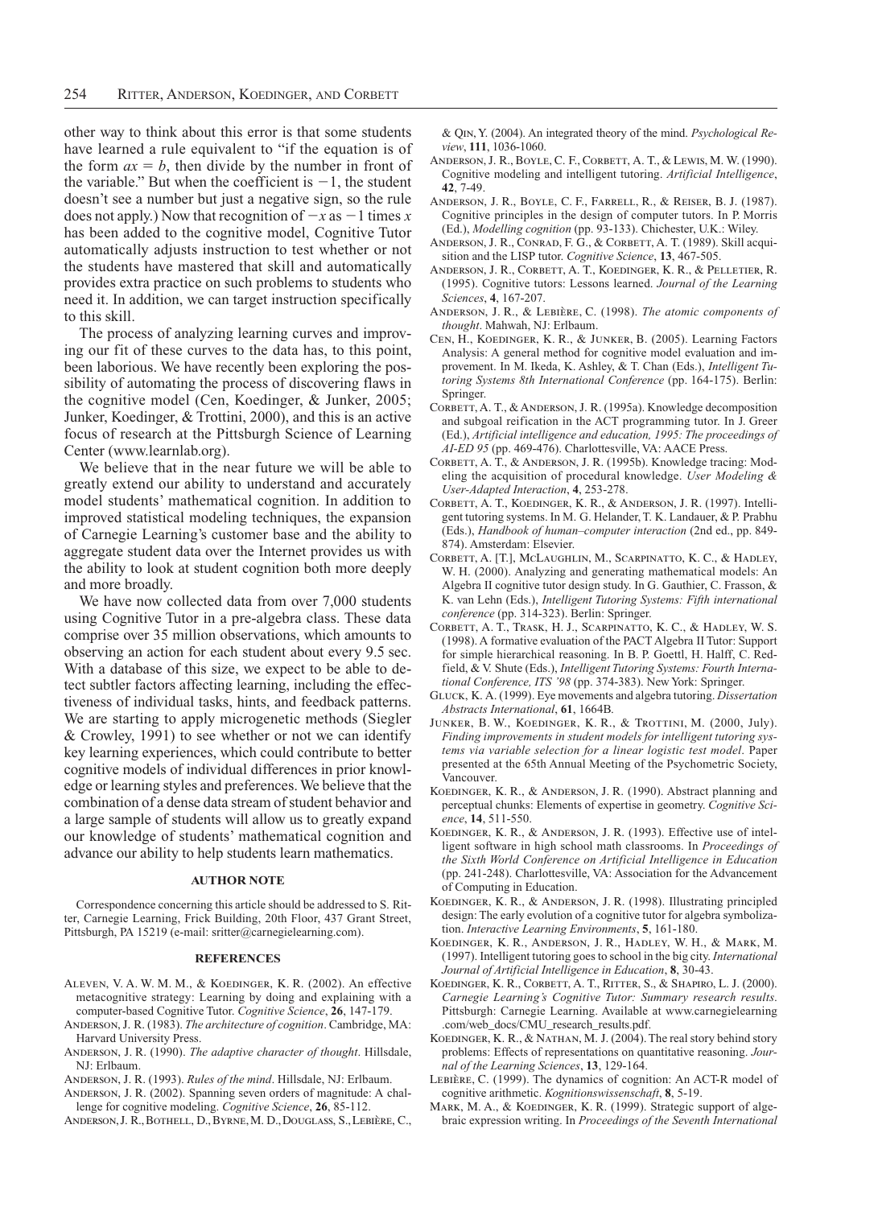other way to think about this error is that some students have learned a rule equivalent to "if the equation is of the form $ax = b$, then divide by the number in front of the variable." But when the coefficient is $-1$, the student doesn't see a number but just a negative sign, so the rule does not apply.) Now that recognition of $-x$ as $-1$ times $x$ has been added to the cognitive model, Cognitive Tutor automatically adjusts instruction to test whether or not the students have mastered that skill and automatically provides extra practice on such problems to students who need it. In addition, we can target instruction specifically to this skill.

The process of analyzing learning curves and improving our fit of these curves to the data has, to this point, been laborious. We have recently been exploring the possibility of automating the process of discovering flaws in the cognitive model (Cen, Koedinger, & Junker, 2005; Junker, Koedinger, & Trottini, 2000), and this is an active focus of research at the Pittsburgh Science of Learning Center (www.learnlab.org).

We believe that in the near future we will be able to greatly extend our ability to understand and accurately model students' mathematical cognition. In addition to improved statistical modeling techniques, the expansion of Carnegie Learning's customer base and the ability to aggregate student data over the Internet provides us with the ability to look at student cognition both more deeply and more broadly.

We have now collected data from over 7,000 students using Cognitive Tutor in a pre-algebra class. These data comprise over 35 million observations, which amounts to observing an action for each student about every 9.5 sec. With a database of this size, we expect to be able to detect subtler factors affecting learning, including the effectiveness of individual tasks, hints, and feedback patterns. We are starting to apply microgenetic methods (Siegler & Crowley, 1991) to see whether or not we can identify key learning experiences, which could contribute to better cognitive models of individual differences in prior knowledge or learning styles and preferences. We believe that the combination of a dense data stream of student behavior and a large sample of students will allow us to greatly expand our knowledge of students' mathematical cognition and advance our ability to help students learn mathematics.

## AUTHOR NOTE

Correspondence concerning this article should be addressed to S. Ritter, Carnegie Learning, Frick Building, 20th Floor, 437 Grant Street, Pittsburgh, PA 15219 (e-mail: sritter@carnegielearning.com).

## REFERENCES

Aleven, V. A. W. M. M., & Koedinger, K. R. (2002). An effective metacognitive strategy: Learning by doing and explaining with a computer-based Cognitive Tutor. *Cognitive Science*, **26**, 147-179.

Anderson, J. R. (1983). *The architecture of cognition*. Cambridge, MA: Harvard University Press.

Anderson, J. R. (1990). *The adaptive character of thought*. Hillsdale, NJ: Erlbaum.

Anderson, J. R. (1993). *Rules of the mind*. Hillsdale, NJ: Erlbaum.

Anderson, J. R. (2002). Spanning seven orders of magnitude: A challenge for cognitive modeling. *Cognitive Science*, **26**, 85-112.

Anderson, J. R., Bothell, D., Byrne, M. D., Douglass, S., Lebière, C., & Qin, Y. (2004). An integrated theory of the mind. *Psychological Review*, **111**, 1036-1060.

Anderson, J. R., Boyle, C. F., Corbett, A. T., & Lewis, M. W. (1990). Cognitive modeling and intelligent tutoring. *Artificial Intelligence*, **42**, 7-49.

Anderson, J. R., Boyle, C. F., Farrell, R., & Reiser, B. J. (1987). Cognitive principles in the design of computer tutors. In P. Morris (Ed.), *Modelling cognition* (pp. 93-133). Chichester, U.K.: Wiley.

Anderson, J. R., Conrad, F. G., & Corbett, A. T. (1989). Skill acquisition and the LISP tutor. *Cognitive Science*, **13**, 467-505.

Anderson, J. R., Corbett, A. T., Koedinger, K. R., & Pelletier, R. (1995). Cognitive tutors: Lessons learned. *Journal of the Learning Sciences*, **4**, 167-207.

Anderson, J. R., & Lebière, C. (1998). *The atomic components of thought*. Mahwah, NJ: Erlbaum.

Cen, H., Koedinger, K. R., & Junker, B. (2005). Learning Factors Analysis: A general method for cognitive model evaluation and improvement. In M. Ikeda, K. Ashley, & T. Chan (Eds.), *Intelligent Tutoring Systems 8th International Conference* (pp. 164-175). Berlin: Springer.

Corbett, A. T., & Anderson, J. R. (1995a). Knowledge decomposition and subgoal reification in the ACT programming tutor. In J. Greer (Ed.), *Artificial intelligence and education, 1995: The proceedings of AI-ED 95* (pp. 469-476). Charlottesville, VA: AACE Press.

Corbett, A. T., & Anderson, J. R. (1995b). Knowledge tracing: Modeling the acquisition of procedural knowledge. *User Modeling & User-Adapted Interaction*, **4**, 253-278.

Corbett, A. T., Koedinger, K. R., & Anderson, J. R. (1997). Intelligent tutoring systems. In M. G. Helander, T. K. Landauer, & P. Prabhu (Eds.), *Handbook of human–computer interaction* (2nd ed., pp. 849-874). Amsterdam: Elsevier.

Corbett, A. [T.], McLaughlin, M., Scarpinatto, K. C., & Hadley, W. H. (2000). Analyzing and generating mathematical models: An Algebra II cognitive tutor design study. In G. Gauthier, C. Frasson, & K. van Lehn (Eds.), *Intelligent Tutoring Systems: Fifth international conference* (pp. 314-323). Berlin: Springer.

Corbett, A. T., Trask, H. J., Scarpinatto, K. C., & Hadley, W. S. (1998). A formative evaluation of the PACT Algebra II Tutor: Support for simple hierarchical reasoning. In B. P. Goettl, H. Halff, C. Redfield, & V. Shute (Eds.), *Intelligent Tutoring Systems: Fourth International Conference, ITS '98* (pp. 374-383). New York: Springer.

Gluck, K. A. (1999). Eye movements and algebra tutoring. *Dissertation Abstracts International*, **61**, 1664B.

Junker, B. W., Koedinger, K. R., & Trottini, M. (2000, July). *Finding improvements in student models for intelligent tutoring systems via variable selection for a linear logistic test model*. Paper presented at the 65th Annual Meeting of the Psychometric Society, Vancouver.

Koedinger, K. R., & Anderson, J. R. (1990). Abstract planning and perceptual chunks: Elements of expertise in geometry. *Cognitive Science*, **14**, 511-550.

Koedinger, K. R., & Anderson, J. R. (1993). Effective use of intelligent software in high school math classrooms. In *Proceedings of the Sixth World Conference on Artificial Intelligence in Education* (pp. 241-248). Charlottesville, VA: Association for the Advancement of Computing in Education.

Koedinger, K. R., & Anderson, J. R. (1998). Illustrating principled design: The early evolution of a cognitive tutor for algebra symbolization. *Interactive Learning Environments*, **5**, 161-180.

Koedinger, K. R., Anderson, J. R., Hadley, W. H., & Mark, M. (1997). Intelligent tutoring goes to school in the big city. *International Journal of Artificial Intelligence in Education*, **8**, 30-43.

Koedinger, K. R., Corbett, A. T., Ritter, S., & Shapiro, L. J. (2000). *Carnegie Learning's Cognitive Tutor: Summary research results*. Pittsburgh: Carnegie Learning. Available at www.carnegielearning.com/web_docs/CMU_research_results.pdf.

Koedinger, K. R., & Nathan, M. J. (2004). The real story behind story problems: Effects of representations on quantitative reasoning. *Journal of the Learning Sciences*, **13**, 129-164.

Lebière, C. (1999). The dynamics of cognition: An ACT-R model of cognitive arithmetic. *Kognitionswissenschaft*, **8**, 5-19.

Mark, M. A., & Koedinger, K. R. (1999). Strategic support of algebraic expression writing. In *Proceedings of the Seventh International*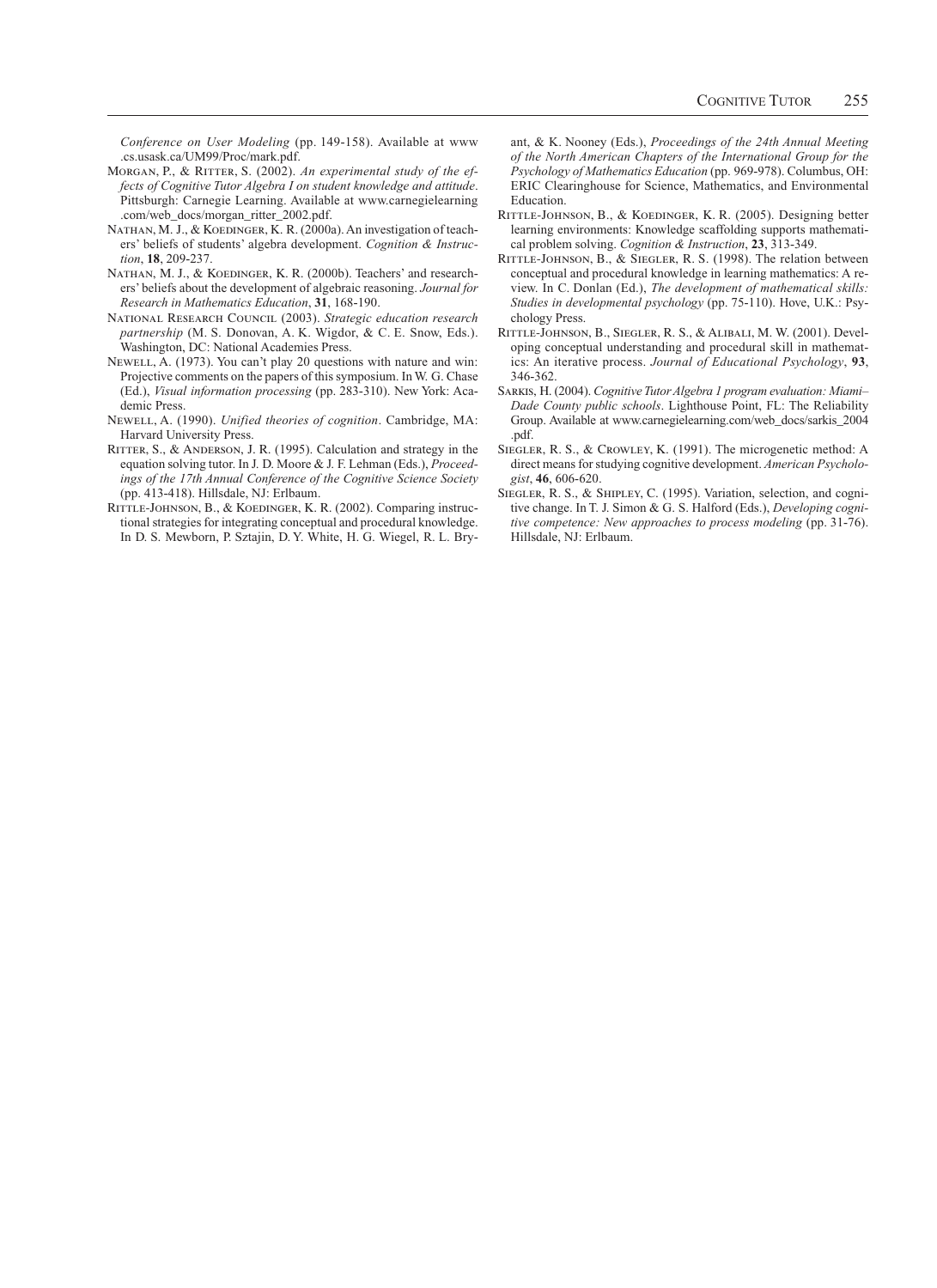*Conference on User Modeling* (pp. 149-158). Available at www.cs.usask.ca/UM99/Proc/mark.pdf.

Morgan, P., & Ritter, S. (2002). *An experimental study of the effects of Cognitive Tutor Algebra I on student knowledge and attitude*. Pittsburgh: Carnegie Learning. Available at www.carnegielearning.com/web_docs/morgan_ritter_2002.pdf.

Nathan, M. J., & Koedinger, K. R. (2000a). An investigation of teachers' beliefs of students' algebra development. *Cognition & Instruction*, **18**, 209-237.

Nathan, M. J., & Koedinger, K. R. (2000b). Teachers' and researchers' beliefs about the development of algebraic reasoning. *Journal for Research in Mathematics Education*, **31**, 168-190.

National Research Council (2003). *Strategic education research partnership* (M. S. Donovan, A. K. Wigdor, & C. E. Snow, Eds.). Washington, DC: National Academies Press.

Newell, A. (1973). You can't play 20 questions with nature and win: Projective comments on the papers of this symposium. In W. G. Chase (Ed.), *Visual information processing* (pp. 283-310). New York: Academic Press.

Newell, A. (1990). *Unified theories of cognition*. Cambridge, MA: Harvard University Press.

Ritter, S., & Anderson, J. R. (1995). Calculation and strategy in the equation solving tutor. In J. D. Moore & J. F. Lehman (Eds.), *Proceedings of the 17th Annual Conference of the Cognitive Science Society* (pp. 413-418). Hillsdale, NJ: Erlbaum.

Rittle-Johnson, B., & Koedinger, K. R. (2002). Comparing instructional strategies for integrating conceptual and procedural knowledge. In D. S. Mewborn, P. Sztajin, D. Y. White, H. G. Wiegel, R. L. Bryant, & K. Nooney (Eds.), *Proceedings of the 24th Annual Meeting of the North American Chapters of the International Group for the Psychology of Mathematics Education* (pp. 969-978). Columbus, OH: ERIC Clearinghouse for Science, Mathematics, and Environmental Education.

Rittle-Johnson, B., & Koedinger, K. R. (2005). Designing better learning environments: Knowledge scaffolding supports mathematical problem solving. *Cognition & Instruction*, **23**, 313-349.

Rittle-Johnson, B., & Siegler, R. S. (1998). The relation between conceptual and procedural knowledge in learning mathematics: A review. In C. Donlan (Ed.), *The development of mathematical skills: Studies in developmental psychology* (pp. 75-110). Hove, U.K.: Psychology Press.

Rittle-Johnson, B., Siegler, R. S., & Alibali, M. W. (2001). Developing conceptual understanding and procedural skill in mathematics: An iterative process. *Journal of Educational Psychology*, **93**, 346-362.

Sarkis, H. (2004). *Cognitive Tutor Algebra 1 program evaluation: Miami–Dade County public schools*. Lighthouse Point, FL: The Reliability Group. Available at www.carnegielearning.com/web_docs/sarkis_2004.pdf.

Siegler, R. S., & Crowley, K. (1991). The microgenetic method: A direct means for studying cognitive development. *American Psychologist*, **46**, 606-620.

Siegler, R. S., & Shipley, C. (1995). Variation, selection, and cognitive change. In T. J. Simon & G. S. Halford (Eds.), *Developing cognitive competence: New approaches to process modeling* (pp. 31-76). Hillsdale, NJ: Erlbaum.